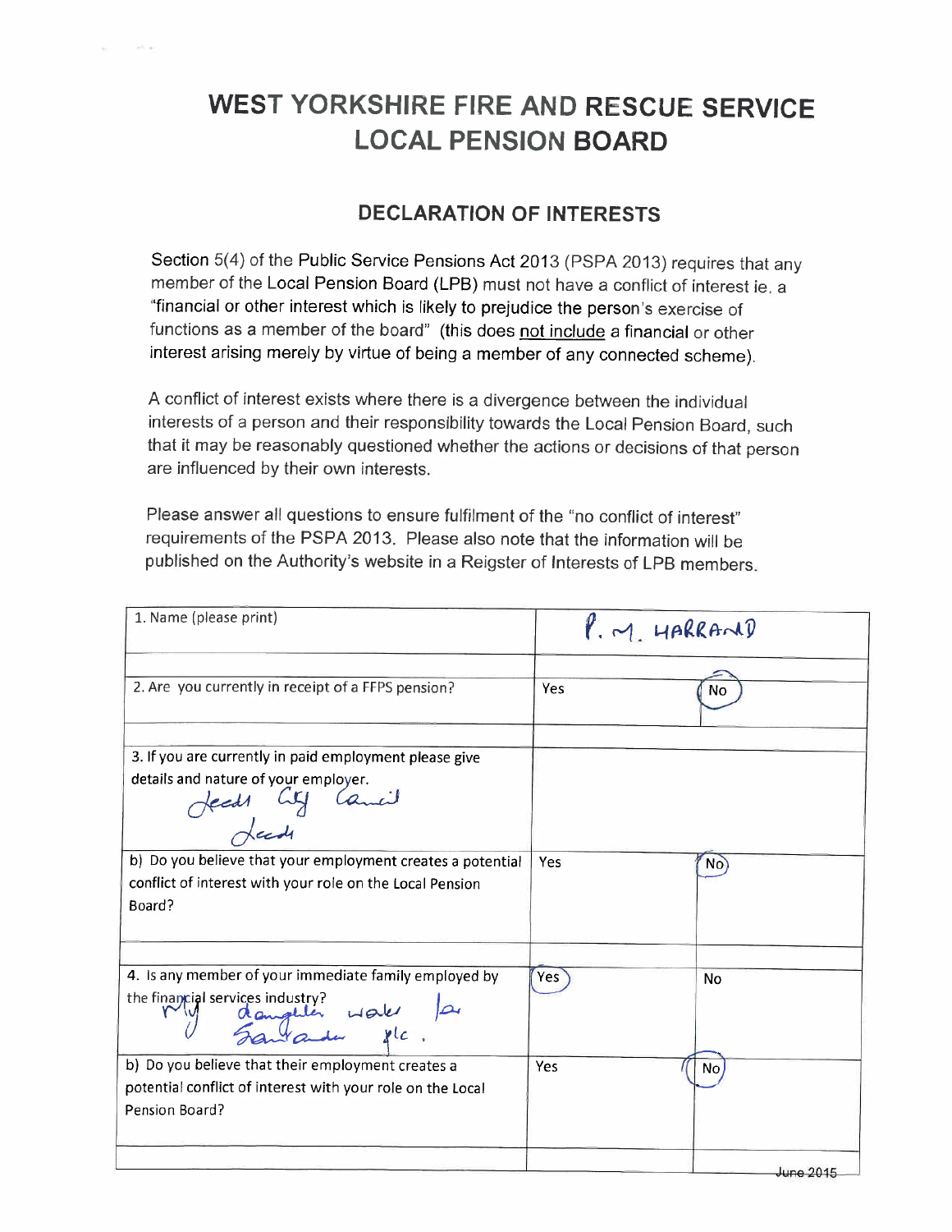# WEST YORKSHIRE FIRE AND RESCUE SERVICE
# LOCAL PENSION BOARD

## DECLARATION OF INTERESTS

Section 5(4) of the Public Service Pensions Act 2013 (PSPA 2013) requires that any member of the Local Pension Board (LPB) must not have a conflict of interest ie. a "financial or other interest which is likely to prejudice the person's exercise of functions as a member of the board" (this does not include a financial or other interest arising merely by virtue of being a member of any connected scheme).

A conflict of interest exists where there is a divergence between the individual interests of a person and their responsibility towards the Local Pension Board, such that it may be reasonably questioned whether the actions or decisions of that person are influenced by their own interests.

Please answer all questions to ensure fulfilment of the "no conflict of interest" requirements of the PSPA 2013. Please also note that the information will be published on the Authority's website in a Reigster of Interests of LPB members.

| 1. Name (please print) | P. M. HARRAND | |
|---|---|---|
| 2. Are you currently in receipt of a FFPS pension? | Yes | No (circled) |
| 3. If you are currently in paid employment please give details and nature of your employer. Leeds City Council Leeds | | |
| b) Do you believe that your employment creates a potential conflict of interest with your role on the Local Pension Board? | Yes | No (circled) |
| 4. Is any member of your immediate family employed by the financial services industry? My daughter works for Santander plc. | Yes (circled) | No |
| b) Do you believe that their employment creates a potential conflict of interest with your role on the Local Pension Board? | Yes | No (circled) |

June 2015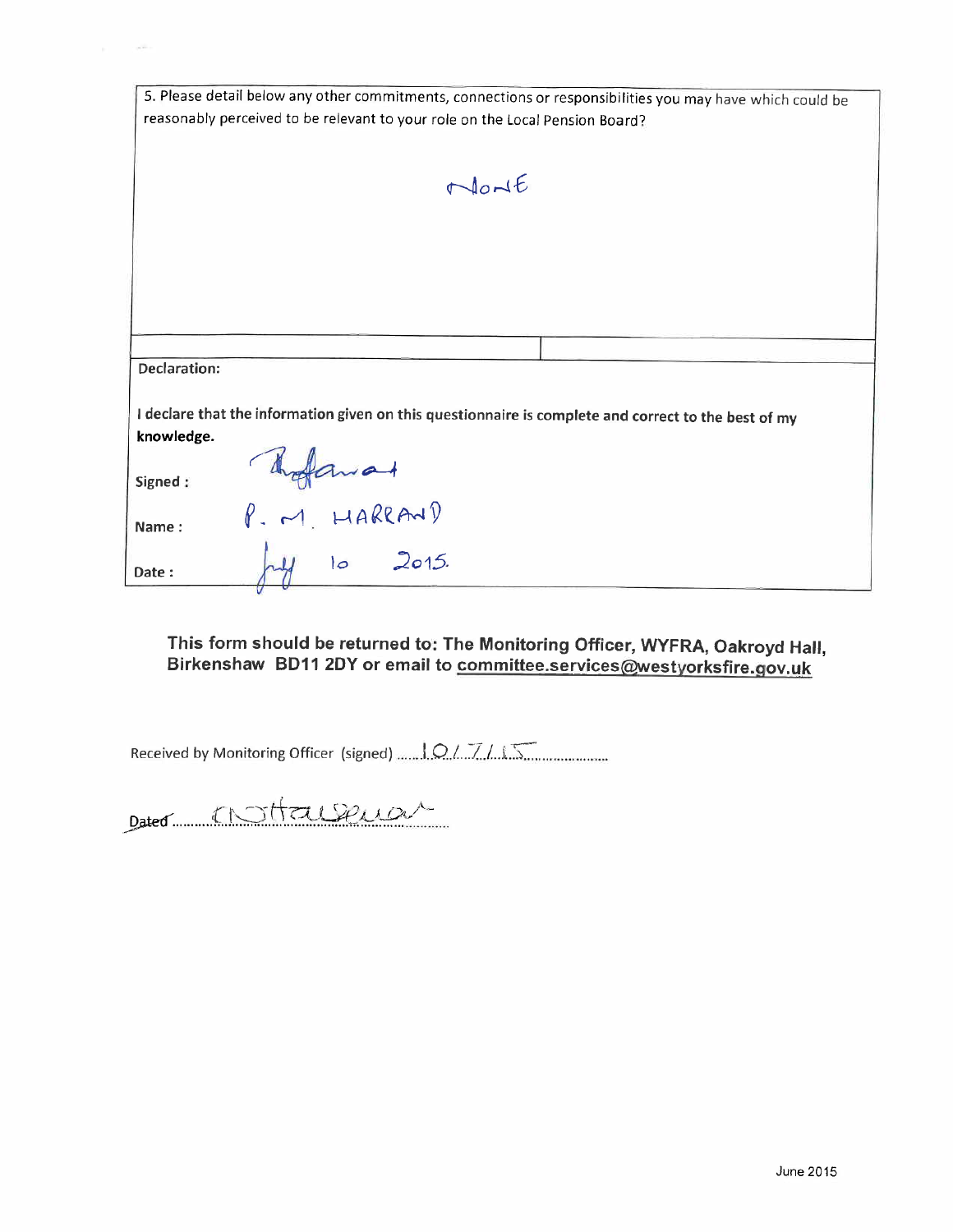5. Please detail below any other commitments, connections or responsibilities you may have which could be reasonably perceived to be relevant to your role on the Local Pension Board?

NONE

**Declaration:**

**I declare that the information given on this questionnaire is complete and correct to the best of my knowledge.**

**Signed :** [signature]

**Name :** P. M. HARRAND

**Date :** July 10 2015.

**This form should be returned to: The Monitoring Officer, WYFRA, Oakroyd Hall, Birkenshaw BD11 2DY or email to committee.services@westyorksfire.gov.uk**

Received by Monitoring Officer (signed) ......10/7/15......................

Dated ......[signature]..........................................